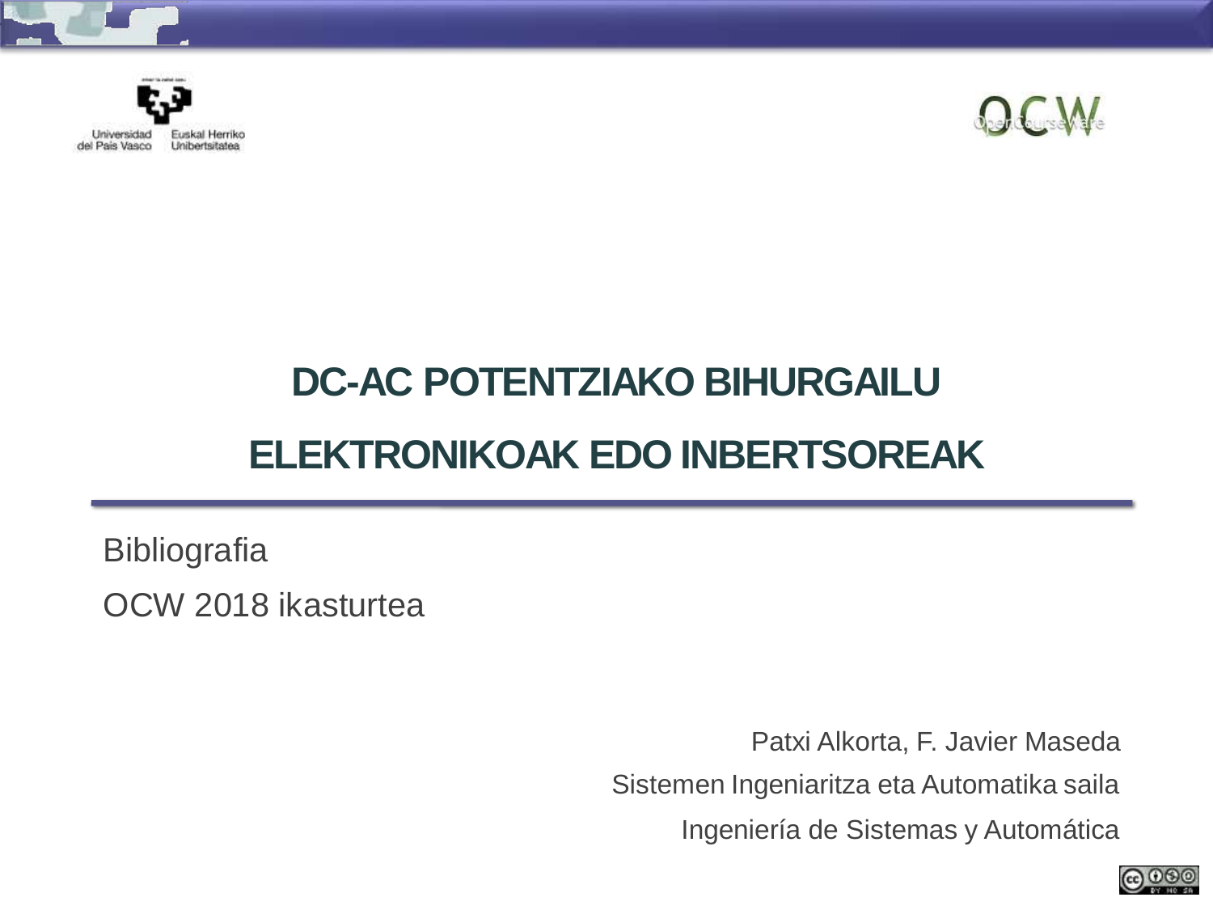Universidad del País Vasco — Euskal Herriko Unibertsitatea

OCW OpenCourseWare

# DC-AC POTENTZIAKO BIHURGAILU ELEKTRONIKOAK EDO INBERTSOREAK

Bibliografia

OCW 2018 ikasturtea

Patxi Alkorta, F. Javier Maseda

Sistemen Ingeniaritza eta Automatika saila

Ingeniería de Sistemas y Automática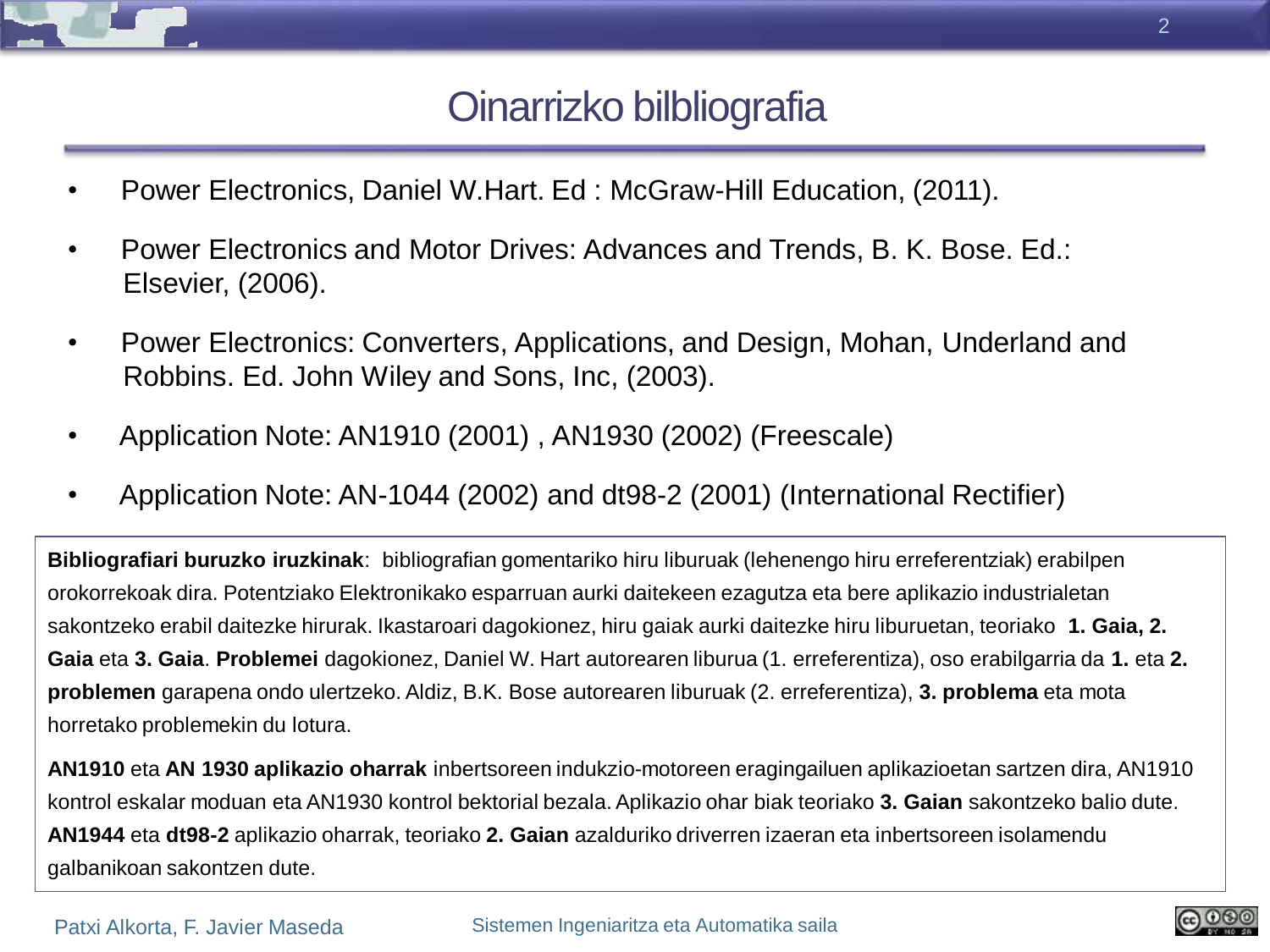# Oinarrizko bilbliografia

- Power Electronics, Daniel W.Hart. Ed : McGraw-Hill Education, (2011).
- Power Electronics and Motor Drives: Advances and Trends, B. K. Bose. Ed.: Elsevier, (2006).
- Power Electronics: Converters, Applications, and Design, Mohan, Underland and Robbins. Ed. John Wiley and Sons, Inc, (2003).
- Application Note: AN1910 (2001) , AN1930 (2002) (Freescale)
- Application Note: AN-1044 (2002) and dt98-2 (2001) (International Rectifier)

**Bibliografiari buruzko iruzkinak**: bibliografian gomentariko hiru liburuak (lehenengo hiru erreferentziak) erabilpen orokorrekoak dira. Potentziako Elektronikako esparruan aurki daitekeen ezagutza eta bere aplikazio industrialetan sakontzeko erabil daitezke hirurak. Ikastaroari dagokionez, hiru gaiak aurki daitezke hiru liburuetan, teoriako **1. Gaia, 2. Gaia** eta **3. Gaia**. **Problemei** dagokionez, Daniel W. Hart autorearen liburua (1. erreferentiza), oso erabilgarria da **1.** eta **2. problemen** garapena ondo ulertzeko. Aldiz, B.K. Bose autorearen liburuak (2. erreferentiza), **3. problema** eta mota horretako problemekin du lotura.

**AN1910** eta **AN 1930 aplikazio oharrak** inbertsoreen indukzio-motoreen eragingailuen aplikazioetan sartzen dira, AN1910 kontrol eskalar moduan eta AN1930 kontrol bektorial bezala. Aplikazio ohar biak teoriako **3. Gaian** sakontzeko balio dute. **AN1944** eta **dt98-2** aplikazio oharrak, teoriako **2. Gaian** azalduriko driverren izaeran eta inbertsoreen isolamendu galbanikoan sakontzen dute.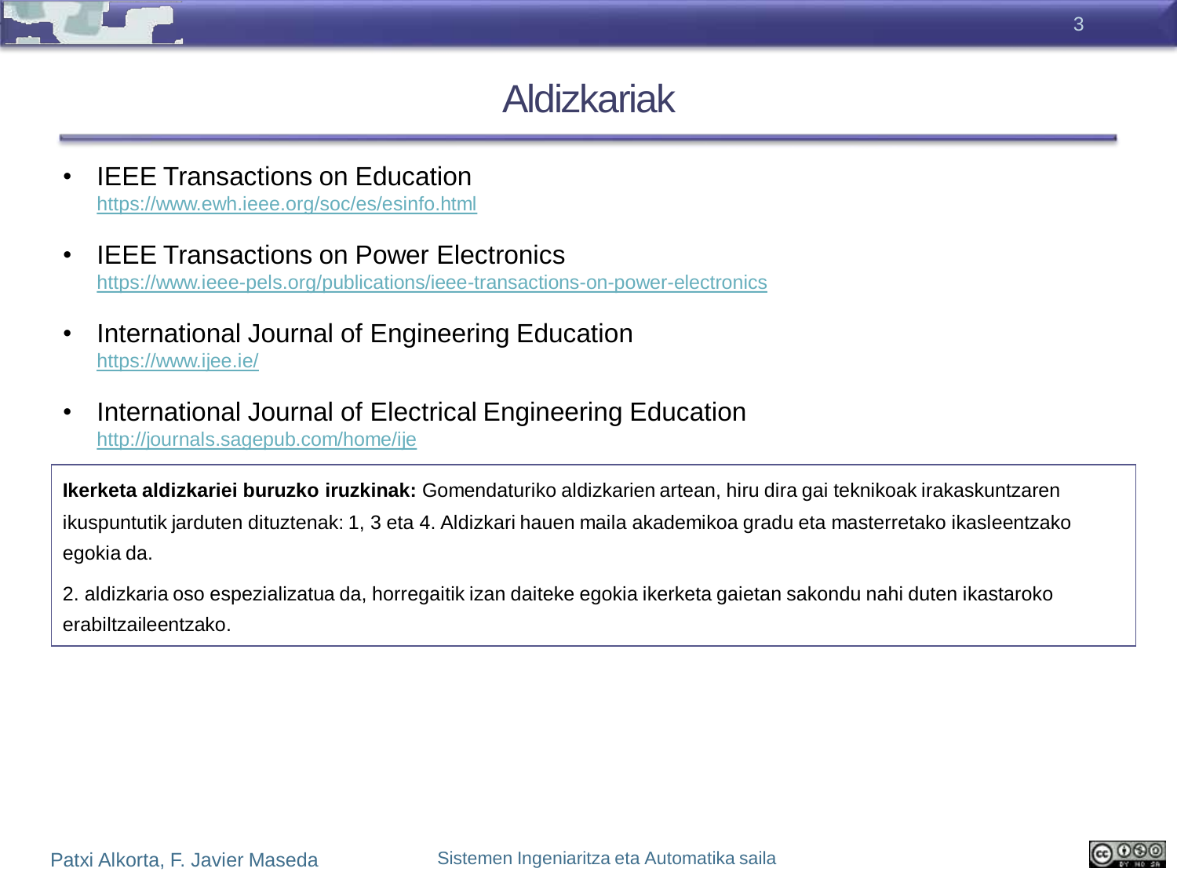# Aldizkariak

- IEEE Transactions on Education
  https://www.ewh.ieee.org/soc/es/esinfo.html

- IEEE Transactions on Power Electronics
  https://www.ieee-pels.org/publications/ieee-transactions-on-power-electronics

- International Journal of Engineering Education
  https://www.ijee.ie/

- International Journal of Electrical Engineering Education
  http://journals.sagepub.com/home/ije

**Ikerketa aldizkariei buruzko iruzkinak:** Gomendaturiko aldizkarien artean, hiru dira gai teknikoak irakaskuntzaren ikuspuntutik jarduten dituztenak: 1, 3 eta 4. Aldizkari hauen maila akademikoa gradu eta masterretako ikasleentzako egokia da.

2. aldizkaria oso espezializatua da, horregaitik izan daiteke egokia ikerketa gaietan sakondu nahi duten ikastaroko erabiltzaileentzako.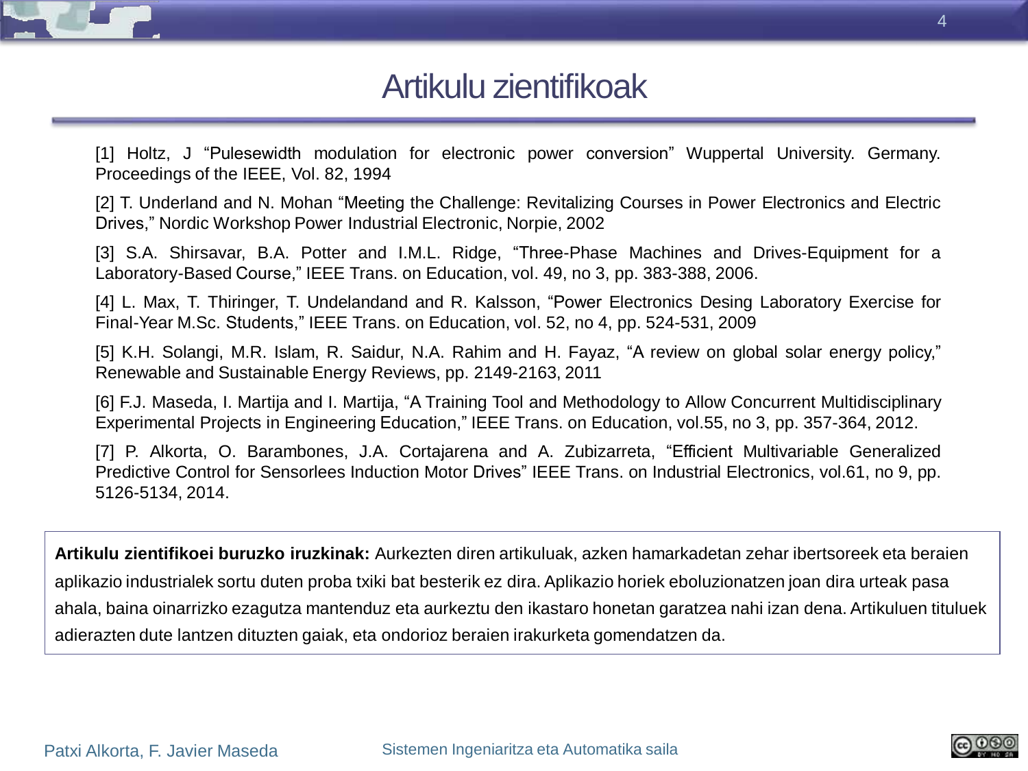# Artikulu zientifikoak

[1] Holtz, J "Pulesewidth modulation for electronic power conversion" Wuppertal University. Germany. Proceedings of the IEEE, Vol. 82, 1994

[2] T. Underland and N. Mohan "Meeting the Challenge: Revitalizing Courses in Power Electronics and Electric Drives," Nordic Workshop Power Industrial Electronic, Norpie, 2002

[3] S.A. Shirsavar, B.A. Potter and I.M.L. Ridge, "Three-Phase Machines and Drives-Equipment for a Laboratory-Based Course," IEEE Trans. on Education, vol. 49, no 3, pp. 383-388, 2006.

[4] L. Max, T. Thiringer, T. Undelandand and R. Kalsson, "Power Electronics Desing Laboratory Exercise for Final-Year M.Sc. Students," IEEE Trans. on Education, vol. 52, no 4, pp. 524-531, 2009

[5] K.H. Solangi, M.R. Islam, R. Saidur, N.A. Rahim and H. Fayaz, "A review on global solar energy policy," Renewable and Sustainable Energy Reviews, pp. 2149-2163, 2011

[6] F.J. Maseda, I. Martija and I. Martija, "A Training Tool and Methodology to Allow Concurrent Multidisciplinary Experimental Projects in Engineering Education," IEEE Trans. on Education, vol.55, no 3, pp. 357-364, 2012.

[7] P. Alkorta, O. Barambones, J.A. Cortajarena and A. Zubizarreta, "Efficient Multivariable Generalized Predictive Control for Sensorlees Induction Motor Drives" IEEE Trans. on Industrial Electronics, vol.61, no 9, pp. 5126-5134, 2014.

**Artikulu zientifikoei buruzko iruzkinak:** Aurkezten diren artikuluak, azken hamarkadetan zehar ibertsoreek eta beraien aplikazio industrialek sortu duten proba txiki bat besterik ez dira. Aplikazio horiek eboluzionatzen joan dira urteak pasa ahala, baina oinarrizko ezagutza mantenduz eta aurkeztu den ikastaro honetan garatzea nahi izan dena. Artikuluen tituluek adierazten dute lantzen dituzten gaiak, eta ondorioz beraien irakurketa gomendatzen da.